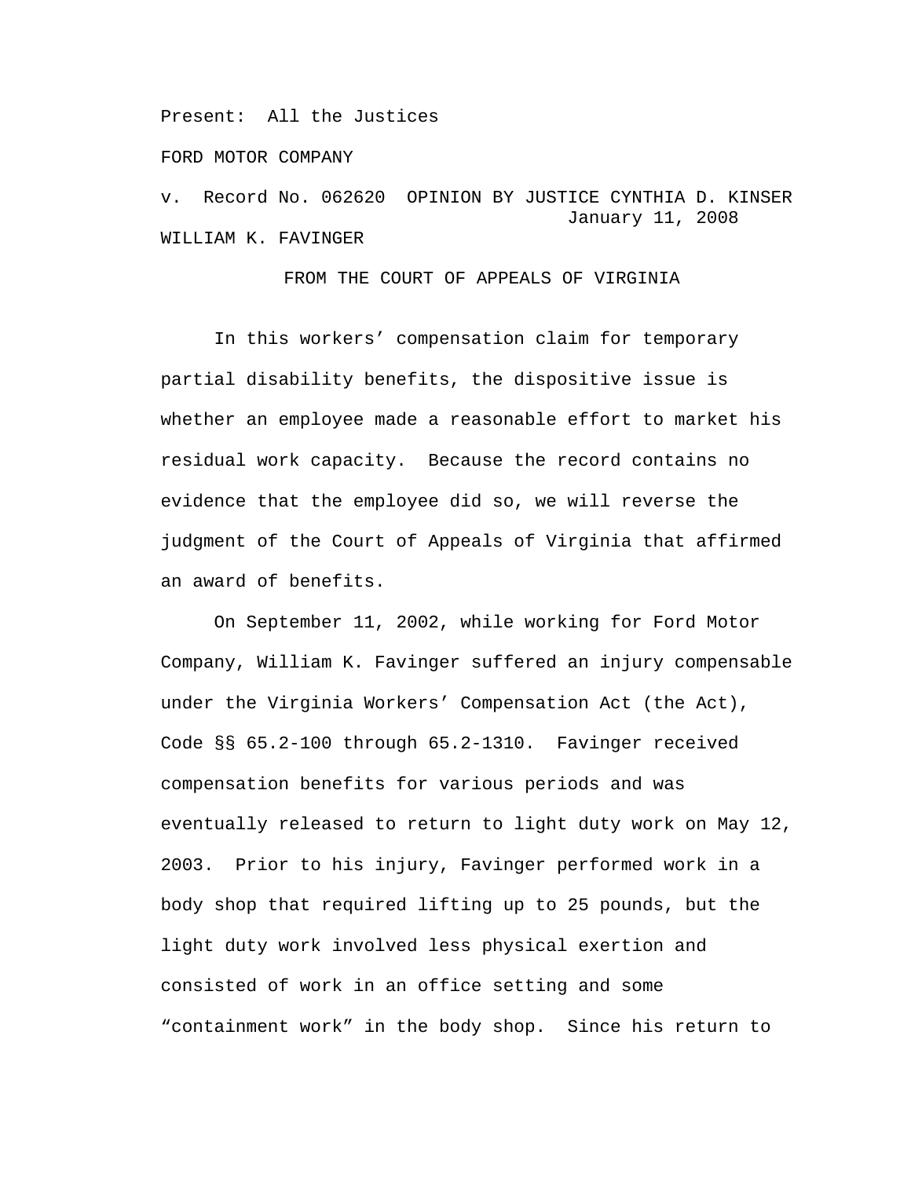Present: All the Justices

FORD MOTOR COMPANY

v. Record No. 062620 OPINION BY JUSTICE CYNTHIA D. KINSER
January 11, 2008

WILLIAM K. FAVINGER

FROM THE COURT OF APPEALS OF VIRGINIA

In this workers' compensation claim for temporary partial disability benefits, the dispositive issue is whether an employee made a reasonable effort to market his residual work capacity. Because the record contains no evidence that the employee did so, we will reverse the judgment of the Court of Appeals of Virginia that affirmed an award of benefits.

On September 11, 2002, while working for Ford Motor Company, William K. Favinger suffered an injury compensable under the Virginia Workers' Compensation Act (the Act), Code §§ 65.2-100 through 65.2-1310. Favinger received compensation benefits for various periods and was eventually released to return to light duty work on May 12, 2003. Prior to his injury, Favinger performed work in a body shop that required lifting up to 25 pounds, but the light duty work involved less physical exertion and consisted of work in an office setting and some "containment work" in the body shop. Since his return to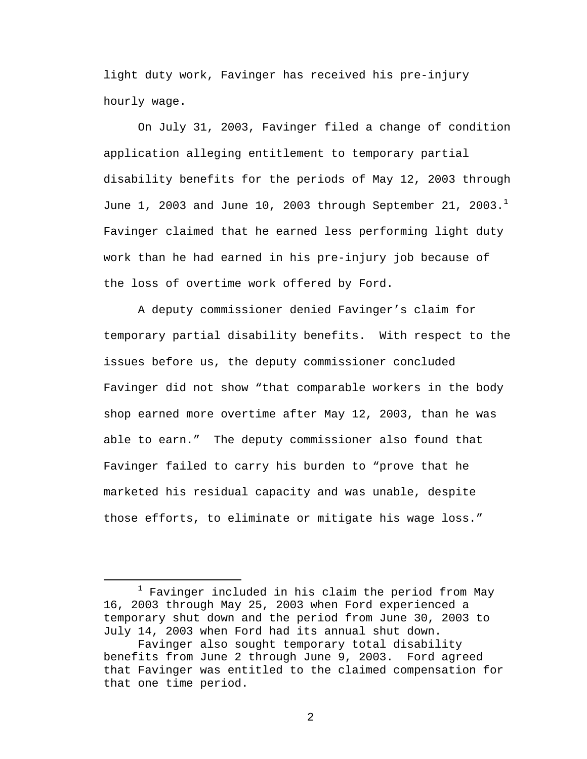light duty work, Favinger has received his pre-injury hourly wage.

On July 31, 2003, Favinger filed a change of condition application alleging entitlement to temporary partial disability benefits for the periods of May 12, 2003 through June 1, 2003 and June 10, 2003 through September 21, 2003.[1] Favinger claimed that he earned less performing light duty work than he had earned in his pre-injury job because of the loss of overtime work offered by Ford.

A deputy commissioner denied Favinger's claim for temporary partial disability benefits. With respect to the issues before us, the deputy commissioner concluded Favinger did not show "that comparable workers in the body shop earned more overtime after May 12, 2003, than he was able to earn." The deputy commissioner also found that Favinger failed to carry his burden to "prove that he marketed his residual capacity and was unable, despite those efforts, to eliminate or mitigate his wage loss."

---

[1] Favinger included in his claim the period from May 16, 2003 through May 25, 2003 when Ford experienced a temporary shut down and the period from June 30, 2003 to July 14, 2003 when Ford had its annual shut down.

Favinger also sought temporary total disability benefits from June 2 through June 9, 2003. Ford agreed that Favinger was entitled to the claimed compensation for that one time period.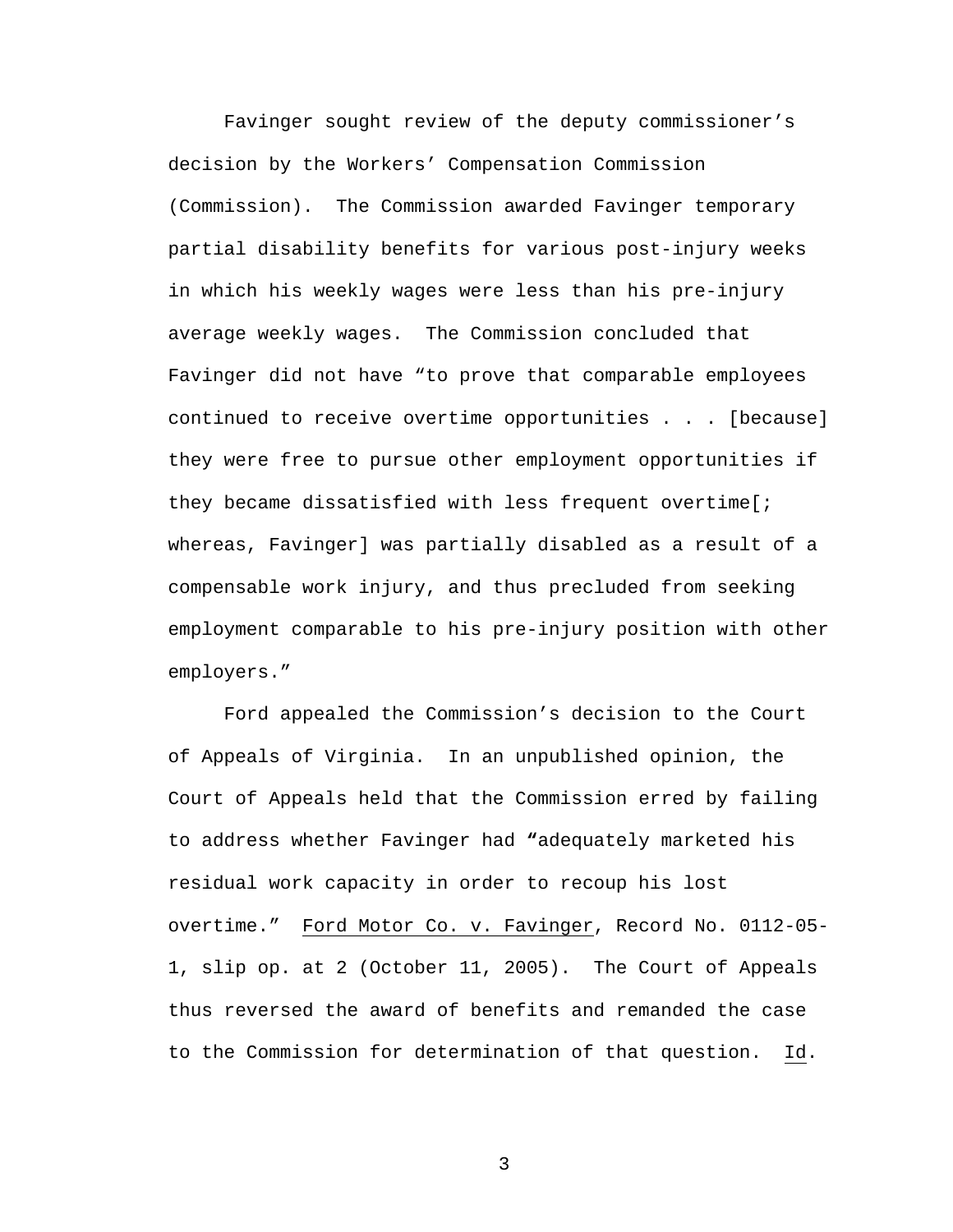Favinger sought review of the deputy commissioner's decision by the Workers' Compensation Commission (Commission). The Commission awarded Favinger temporary partial disability benefits for various post-injury weeks in which his weekly wages were less than his pre-injury average weekly wages. The Commission concluded that Favinger did not have "to prove that comparable employees continued to receive overtime opportunities . . . [because] they were free to pursue other employment opportunities if they became dissatisfied with less frequent overtime[; whereas, Favinger] was partially disabled as a result of a compensable work injury, and thus precluded from seeking employment comparable to his pre-injury position with other employers."

Ford appealed the Commission's decision to the Court of Appeals of Virginia. In an unpublished opinion, the Court of Appeals held that the Commission erred by failing to address whether Favinger had "adequately marketed his residual work capacity in order to recoup his lost overtime." Ford Motor Co. v. Favinger, Record No. 0112-05-1, slip op. at 2 (October 11, 2005). The Court of Appeals thus reversed the award of benefits and remanded the case to the Commission for determination of that question. Id.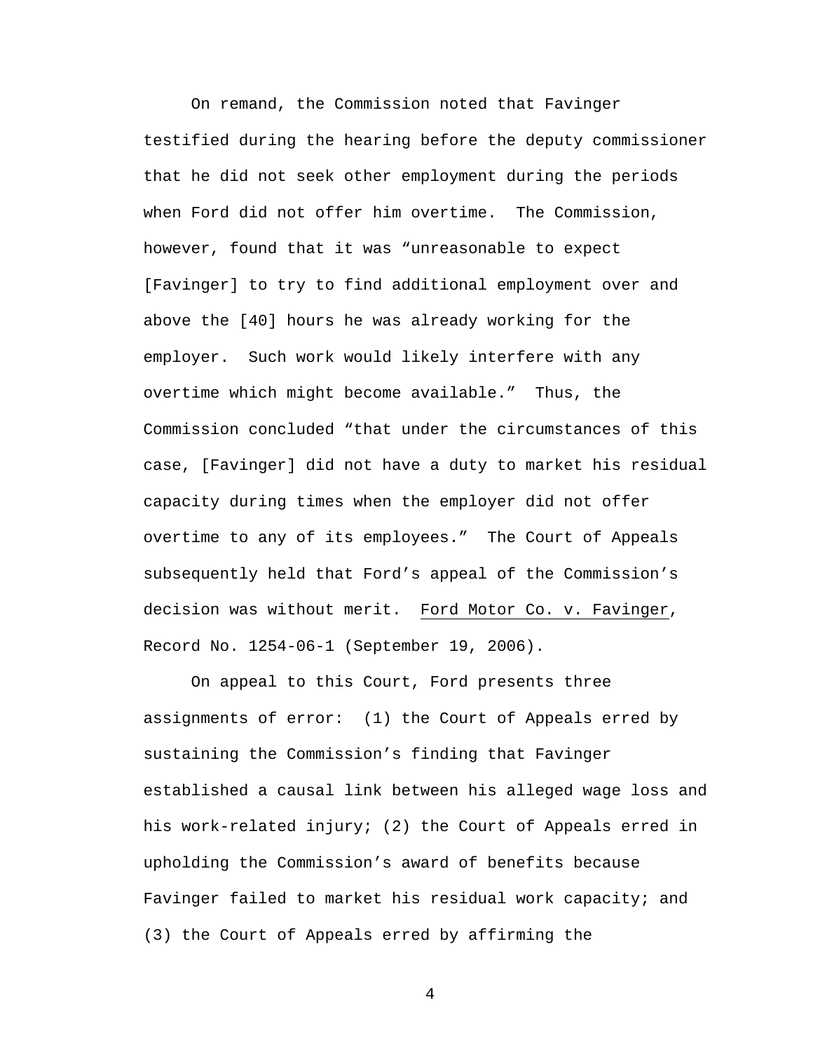On remand, the Commission noted that Favinger testified during the hearing before the deputy commissioner that he did not seek other employment during the periods when Ford did not offer him overtime. The Commission, however, found that it was "unreasonable to expect [Favinger] to try to find additional employment over and above the [40] hours he was already working for the employer. Such work would likely interfere with any overtime which might become available." Thus, the Commission concluded "that under the circumstances of this case, [Favinger] did not have a duty to market his residual capacity during times when the employer did not offer overtime to any of its employees." The Court of Appeals subsequently held that Ford's appeal of the Commission's decision was without merit. Ford Motor Co. v. Favinger, Record No. 1254-06-1 (September 19, 2006).

On appeal to this Court, Ford presents three assignments of error: (1) the Court of Appeals erred by sustaining the Commission's finding that Favinger established a causal link between his alleged wage loss and his work-related injury; (2) the Court of Appeals erred in upholding the Commission's award of benefits because Favinger failed to market his residual work capacity; and (3) the Court of Appeals erred by affirming the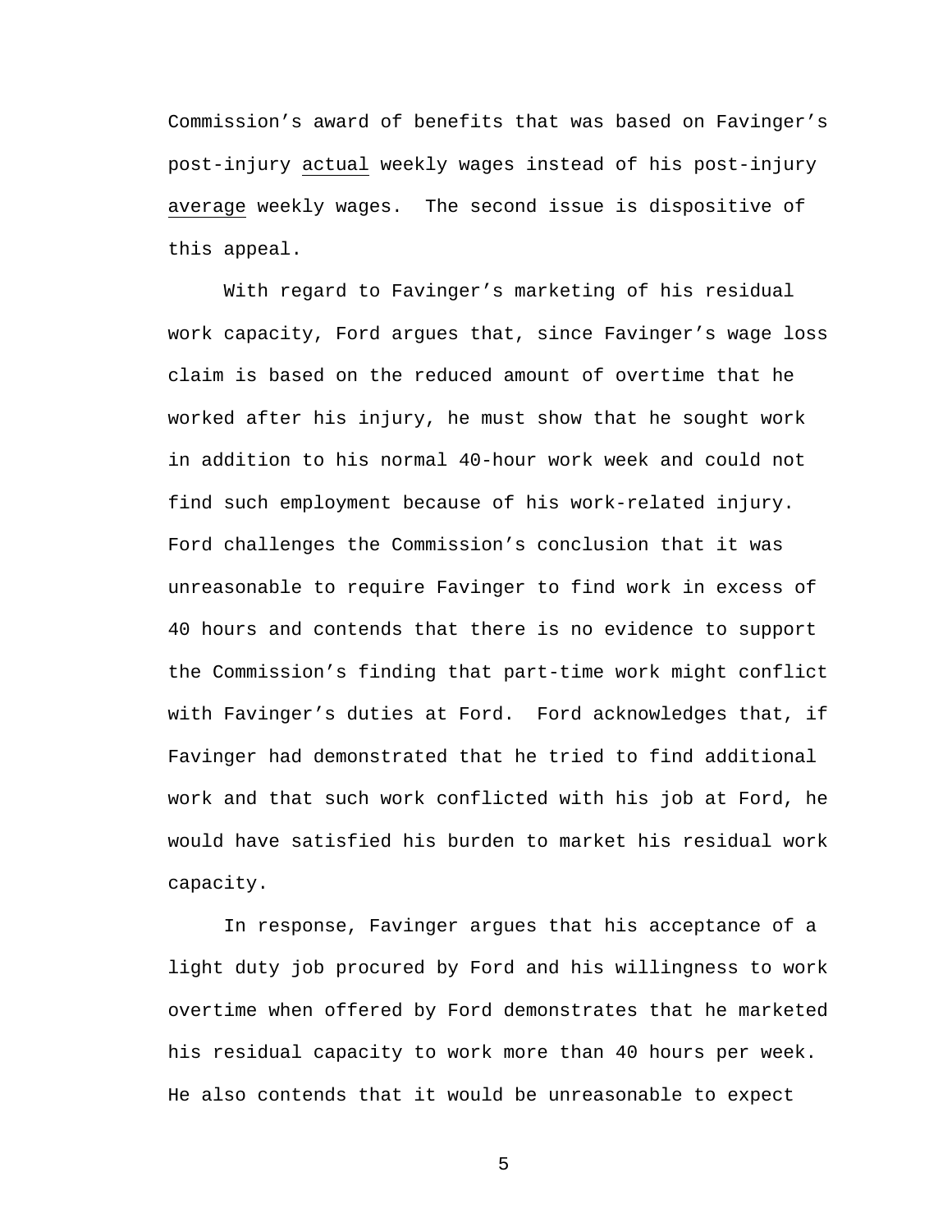Commission's award of benefits that was based on Favinger's post-injury <u>actual</u> weekly wages instead of his post-injury <u>average</u> weekly wages. The second issue is dispositive of this appeal.

With regard to Favinger's marketing of his residual work capacity, Ford argues that, since Favinger's wage loss claim is based on the reduced amount of overtime that he worked after his injury, he must show that he sought work in addition to his normal 40-hour work week and could not find such employment because of his work-related injury. Ford challenges the Commission's conclusion that it was unreasonable to require Favinger to find work in excess of 40 hours and contends that there is no evidence to support the Commission's finding that part-time work might conflict with Favinger's duties at Ford. Ford acknowledges that, if Favinger had demonstrated that he tried to find additional work and that such work conflicted with his job at Ford, he would have satisfied his burden to market his residual work capacity.

In response, Favinger argues that his acceptance of a light duty job procured by Ford and his willingness to work overtime when offered by Ford demonstrates that he marketed his residual capacity to work more than 40 hours per week. He also contends that it would be unreasonable to expect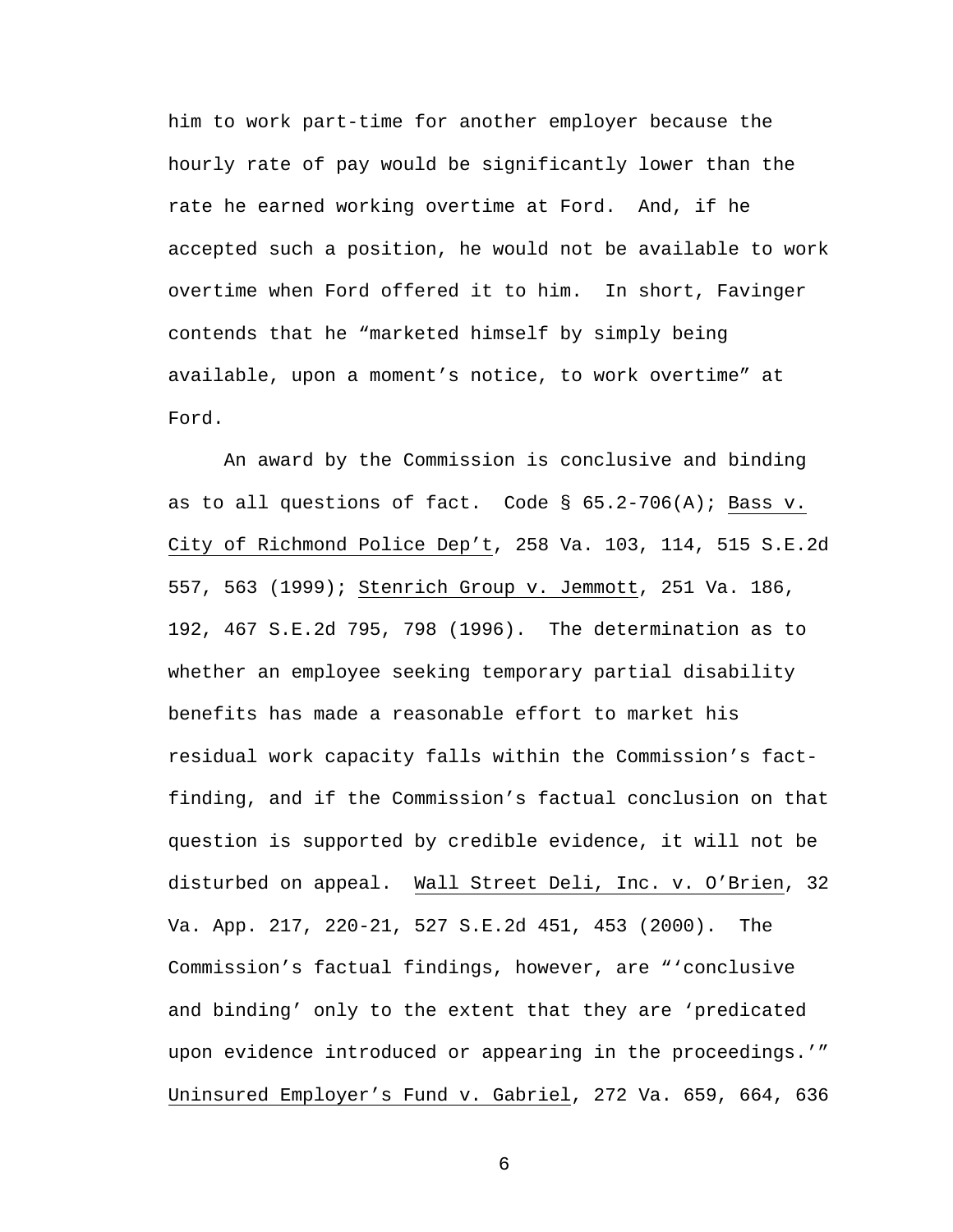him to work part-time for another employer because the hourly rate of pay would be significantly lower than the rate he earned working overtime at Ford. And, if he accepted such a position, he would not be available to work overtime when Ford offered it to him. In short, Favinger contends that he "marketed himself by simply being available, upon a moment's notice, to work overtime" at Ford.

An award by the Commission is conclusive and binding as to all questions of fact. Code § 65.2-706(A); Bass v. City of Richmond Police Dep't, 258 Va. 103, 114, 515 S.E.2d 557, 563 (1999); Stenrich Group v. Jemmott, 251 Va. 186, 192, 467 S.E.2d 795, 798 (1996). The determination as to whether an employee seeking temporary partial disability benefits has made a reasonable effort to market his residual work capacity falls within the Commission's fact-finding, and if the Commission's factual conclusion on that question is supported by credible evidence, it will not be disturbed on appeal. Wall Street Deli, Inc. v. O'Brien, 32 Va. App. 217, 220-21, 527 S.E.2d 451, 453 (2000). The Commission's factual findings, however, are "'conclusive and binding' only to the extent that they are 'predicated upon evidence introduced or appearing in the proceedings.'" Uninsured Employer's Fund v. Gabriel, 272 Va. 659, 664, 636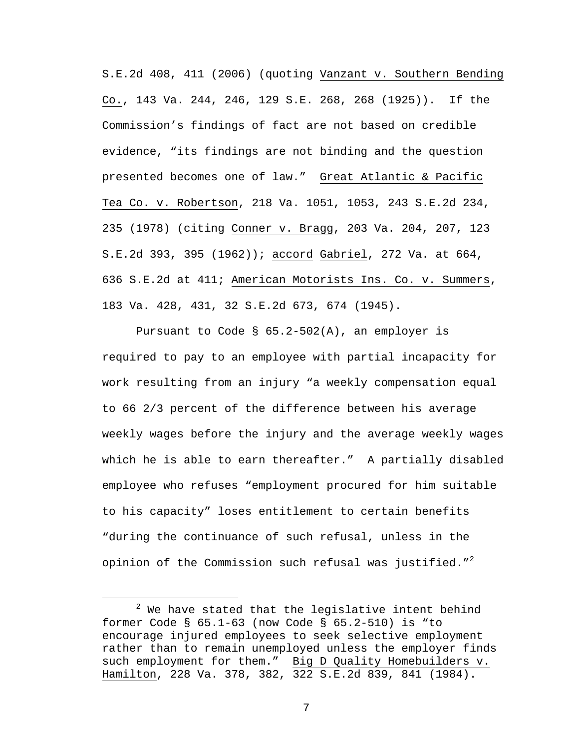S.E.2d 408, 411 (2006) (quoting Vanzant v. Southern Bending Co., 143 Va. 244, 246, 129 S.E. 268, 268 (1925)). If the Commission's findings of fact are not based on credible evidence, "its findings are not binding and the question presented becomes one of law." Great Atlantic & Pacific Tea Co. v. Robertson, 218 Va. 1051, 1053, 243 S.E.2d 234, 235 (1978) (citing Conner v. Bragg, 203 Va. 204, 207, 123 S.E.2d 393, 395 (1962)); accord Gabriel, 272 Va. at 664, 636 S.E.2d at 411; American Motorists Ins. Co. v. Summers, 183 Va. 428, 431, 32 S.E.2d 673, 674 (1945).

Pursuant to Code § 65.2-502(A), an employer is required to pay to an employee with partial incapacity for work resulting from an injury "a weekly compensation equal to 66 2/3 percent of the difference between his average weekly wages before the injury and the average weekly wages which he is able to earn thereafter." A partially disabled employee who refuses "employment procured for him suitable to his capacity" loses entitlement to certain benefits "during the continuance of such refusal, unless in the opinion of the Commission such refusal was justified."[2]

[2] We have stated that the legislative intent behind former Code § 65.1-63 (now Code § 65.2-510) is "to encourage injured employees to seek selective employment rather than to remain unemployed unless the employer finds such employment for them." Big D Quality Homebuilders v. Hamilton, 228 Va. 378, 382, 322 S.E.2d 839, 841 (1984).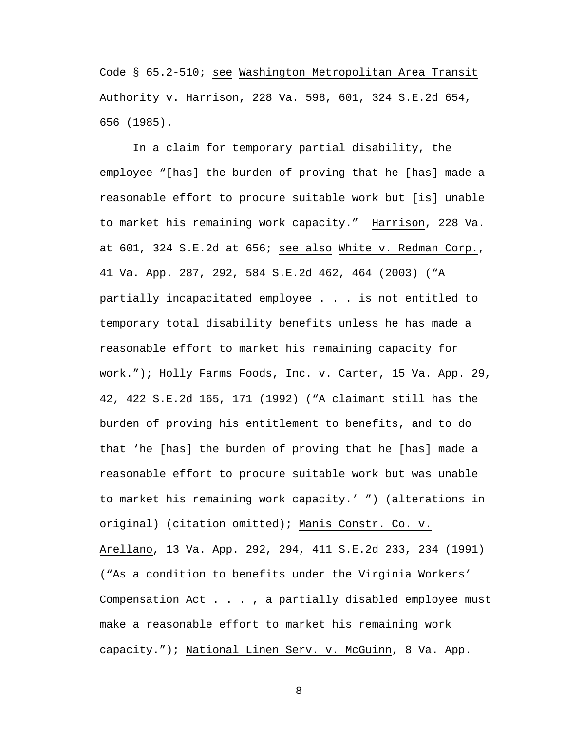Code § 65.2-510; see Washington Metropolitan Area Transit Authority v. Harrison, 228 Va. 598, 601, 324 S.E.2d 654, 656 (1985).

In a claim for temporary partial disability, the employee "[has] the burden of proving that he [has] made a reasonable effort to procure suitable work but [is] unable to market his remaining work capacity." Harrison, 228 Va. at 601, 324 S.E.2d at 656; see also White v. Redman Corp., 41 Va. App. 287, 292, 584 S.E.2d 462, 464 (2003) ("A partially incapacitated employee . . . is not entitled to temporary total disability benefits unless he has made a reasonable effort to market his remaining capacity for work."); Holly Farms Foods, Inc. v. Carter, 15 Va. App. 29, 42, 422 S.E.2d 165, 171 (1992) ("A claimant still has the burden of proving his entitlement to benefits, and to do that 'he [has] the burden of proving that he [has] made a reasonable effort to procure suitable work but was unable to market his remaining work capacity.' ") (alterations in original) (citation omitted); Manis Constr. Co. v. Arellano, 13 Va. App. 292, 294, 411 S.E.2d 233, 234 (1991) ("As a condition to benefits under the Virginia Workers' Compensation Act . . . , a partially disabled employee must make a reasonable effort to market his remaining work capacity."); National Linen Serv. v. McGuinn, 8 Va. App.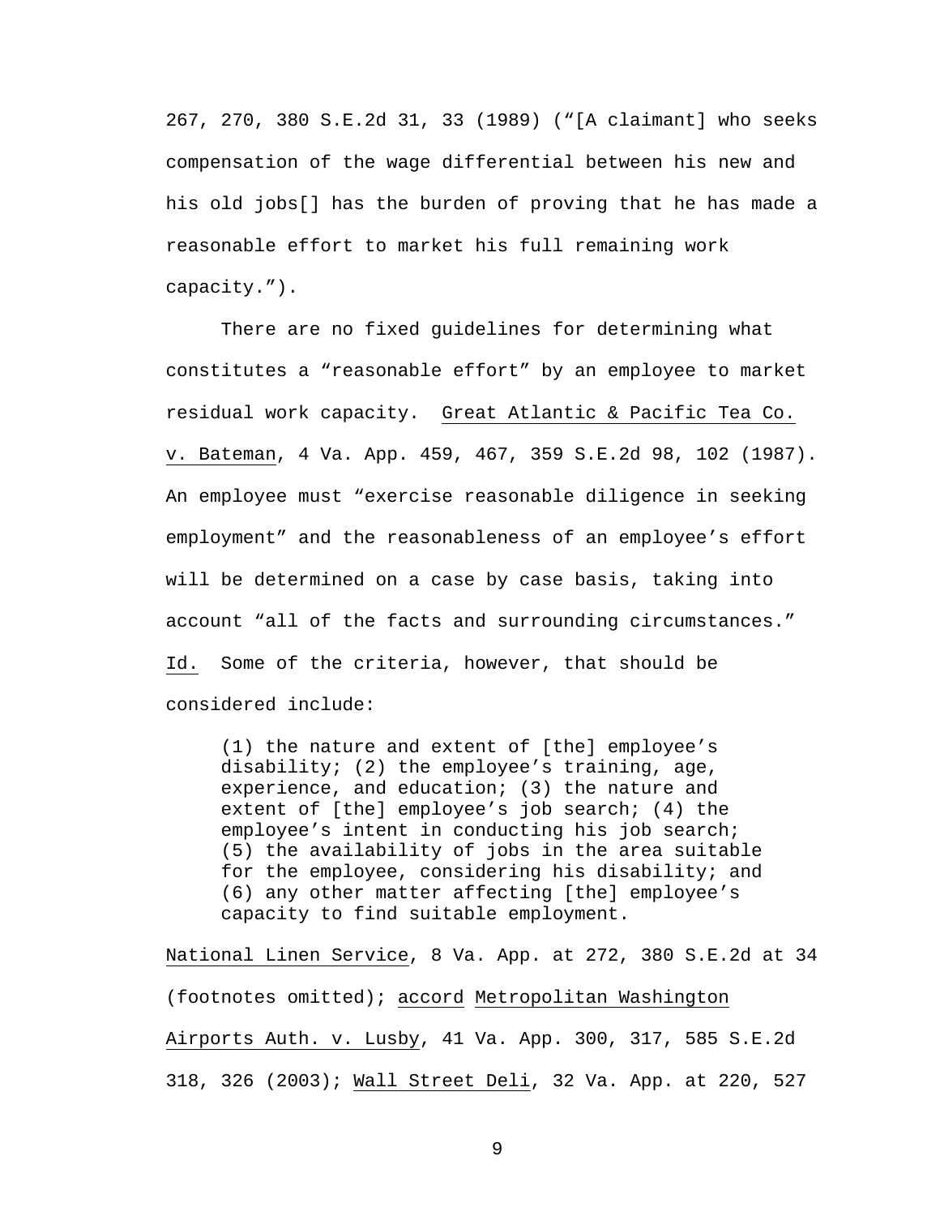267, 270, 380 S.E.2d 31, 33 (1989) ("[A claimant] who seeks compensation of the wage differential between his new and his old jobs[] has the burden of proving that he has made a reasonable effort to market his full remaining work capacity.").

There are no fixed guidelines for determining what constitutes a "reasonable effort" by an employee to market residual work capacity. Great Atlantic & Pacific Tea Co. v. Bateman, 4 Va. App. 459, 467, 359 S.E.2d 98, 102 (1987). An employee must "exercise reasonable diligence in seeking employment" and the reasonableness of an employee's effort will be determined on a case by case basis, taking into account "all of the facts and surrounding circumstances." Id. Some of the criteria, however, that should be considered include:

> (1) the nature and extent of [the] employee's disability; (2) the employee's training, age, experience, and education; (3) the nature and extent of [the] employee's job search; (4) the employee's intent in conducting his job search; (5) the availability of jobs in the area suitable for the employee, considering his disability; and (6) any other matter affecting [the] employee's capacity to find suitable employment.

National Linen Service, 8 Va. App. at 272, 380 S.E.2d at 34 (footnotes omitted); accord Metropolitan Washington Airports Auth. v. Lusby, 41 Va. App. 300, 317, 585 S.E.2d 318, 326 (2003); Wall Street Deli, 32 Va. App. at 220, 527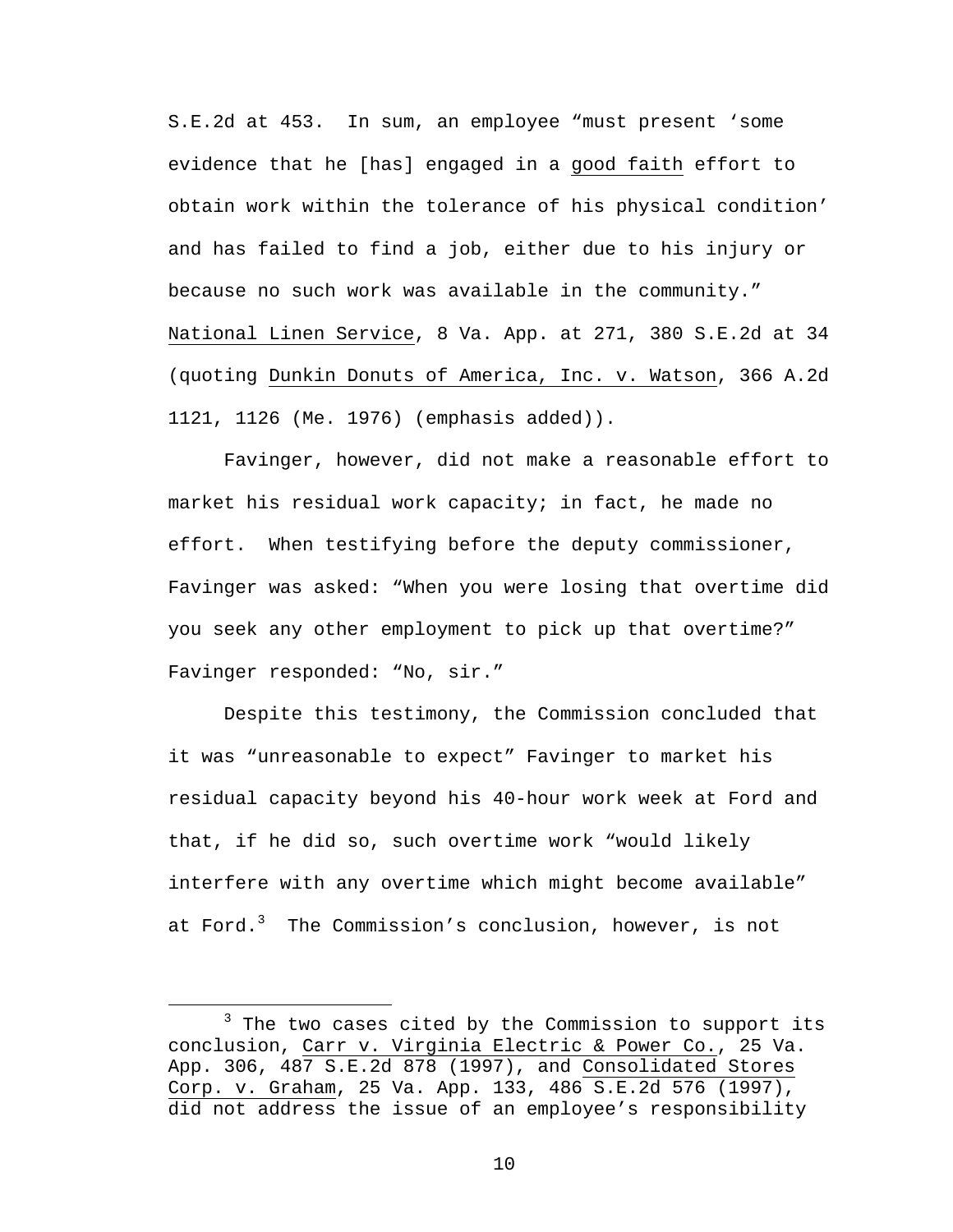S.E.2d at 453. In sum, an employee "must present 'some evidence that he [has] engaged in a good faith effort to obtain work within the tolerance of his physical condition' and has failed to find a job, either due to his injury or because no such work was available in the community." National Linen Service, 8 Va. App. at 271, 380 S.E.2d at 34 (quoting Dunkin Donuts of America, Inc. v. Watson, 366 A.2d 1121, 1126 (Me. 1976) (emphasis added)).

Favinger, however, did not make a reasonable effort to market his residual work capacity; in fact, he made no effort. When testifying before the deputy commissioner, Favinger was asked: "When you were losing that overtime did you seek any other employment to pick up that overtime?" Favinger responded: "No, sir."

Despite this testimony, the Commission concluded that it was "unreasonable to expect" Favinger to market his residual capacity beyond his 40-hour work week at Ford and that, if he did so, such overtime work "would likely interfere with any overtime which might become available" at Ford.[3] The Commission's conclusion, however, is not

[3] The two cases cited by the Commission to support its conclusion, Carr v. Virginia Electric & Power Co., 25 Va. App. 306, 487 S.E.2d 878 (1997), and Consolidated Stores Corp. v. Graham, 25 Va. App. 133, 486 S.E.2d 576 (1997), did not address the issue of an employee's responsibility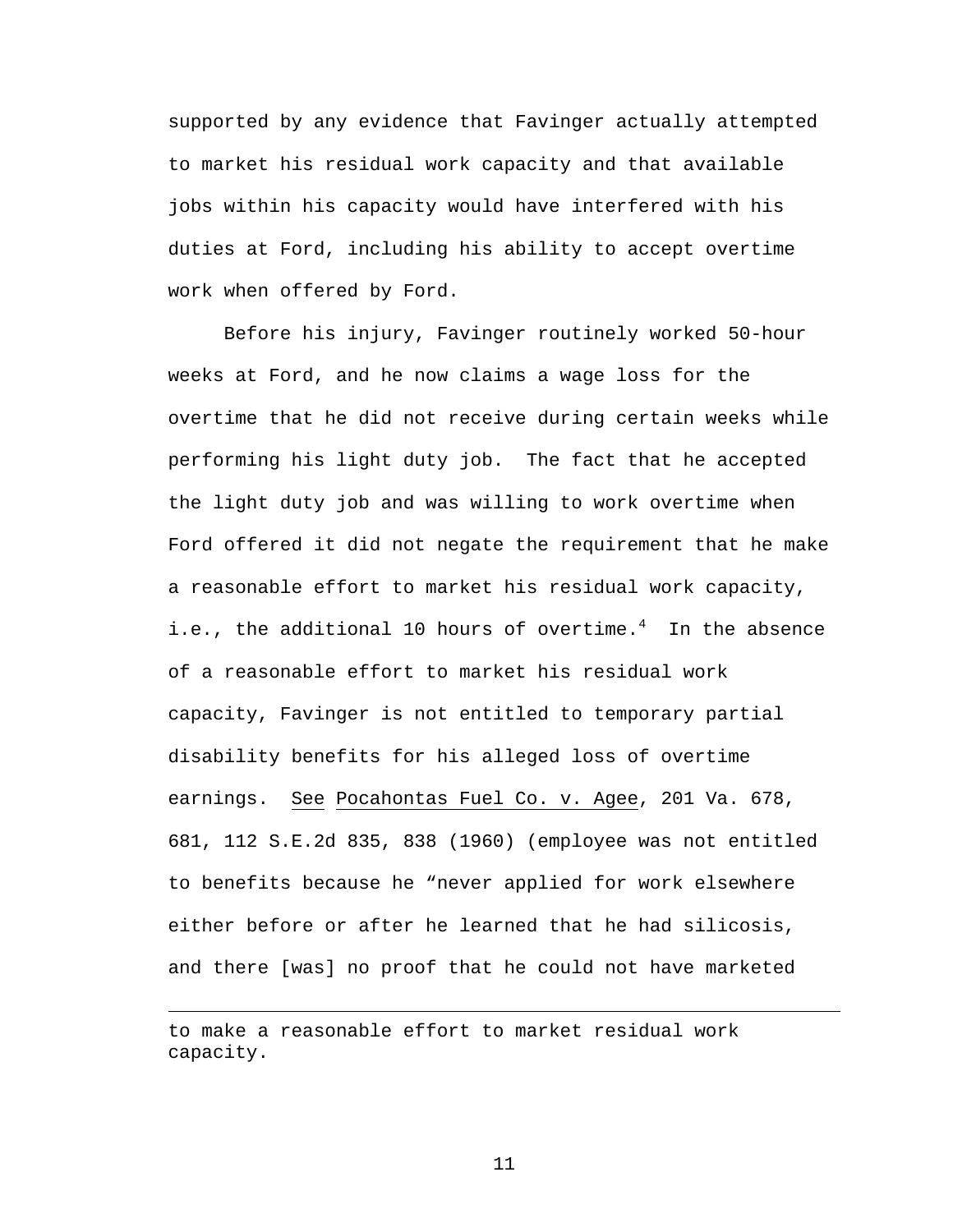supported by any evidence that Favinger actually attempted to market his residual work capacity and that available jobs within his capacity would have interfered with his duties at Ford, including his ability to accept overtime work when offered by Ford.

Before his injury, Favinger routinely worked 50-hour weeks at Ford, and he now claims a wage loss for the overtime that he did not receive during certain weeks while performing his light duty job. The fact that he accepted the light duty job and was willing to work overtime when Ford offered it did not negate the requirement that he make a reasonable effort to market his residual work capacity, i.e., the additional 10 hours of overtime.[4] In the absence of a reasonable effort to market his residual work capacity, Favinger is not entitled to temporary partial disability benefits for his alleged loss of overtime earnings. See Pocahontas Fuel Co. v. Agee, 201 Va. 678, 681, 112 S.E.2d 835, 838 (1960) (employee was not entitled to benefits because he "never applied for work elsewhere either before or after he learned that he had silicosis, and there [was] no proof that he could not have marketed

---

to make a reasonable effort to market residual work capacity.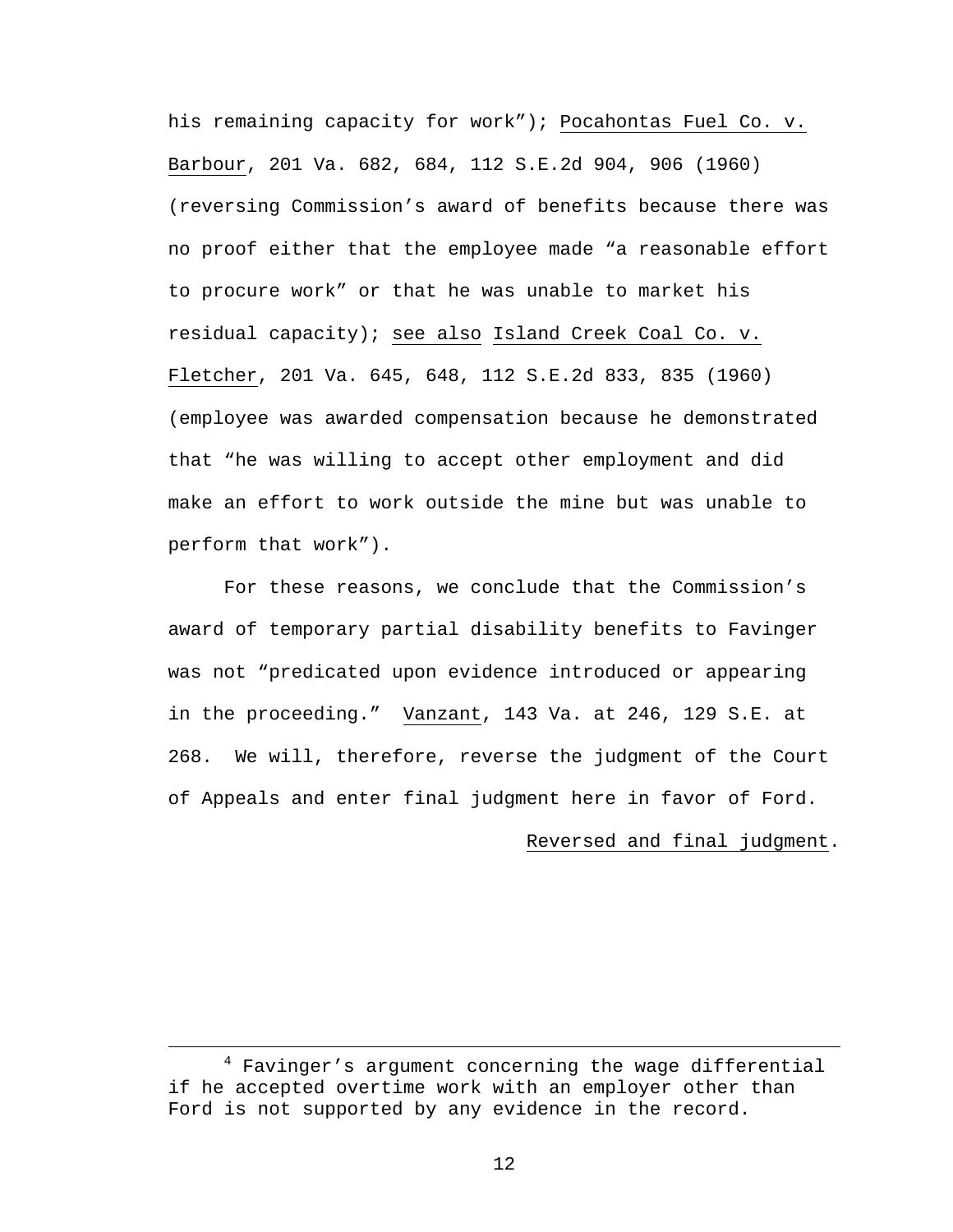his remaining capacity for work"); Pocahontas Fuel Co. v. Barbour, 201 Va. 682, 684, 112 S.E.2d 904, 906 (1960) (reversing Commission's award of benefits because there was no proof either that the employee made "a reasonable effort to procure work" or that he was unable to market his residual capacity); see also Island Creek Coal Co. v. Fletcher, 201 Va. 645, 648, 112 S.E.2d 833, 835 (1960) (employee was awarded compensation because he demonstrated that "he was willing to accept other employment and did make an effort to work outside the mine but was unable to perform that work").

For these reasons, we conclude that the Commission's award of temporary partial disability benefits to Favinger was not "predicated upon evidence introduced or appearing in the proceeding." Vanzant, 143 Va. at 246, 129 S.E. at 268. We will, therefore, reverse the judgment of the Court of Appeals and enter final judgment here in favor of Ford.

Reversed and final judgment.

---

[4] Favinger's argument concerning the wage differential if he accepted overtime work with an employer other than Ford is not supported by any evidence in the record.